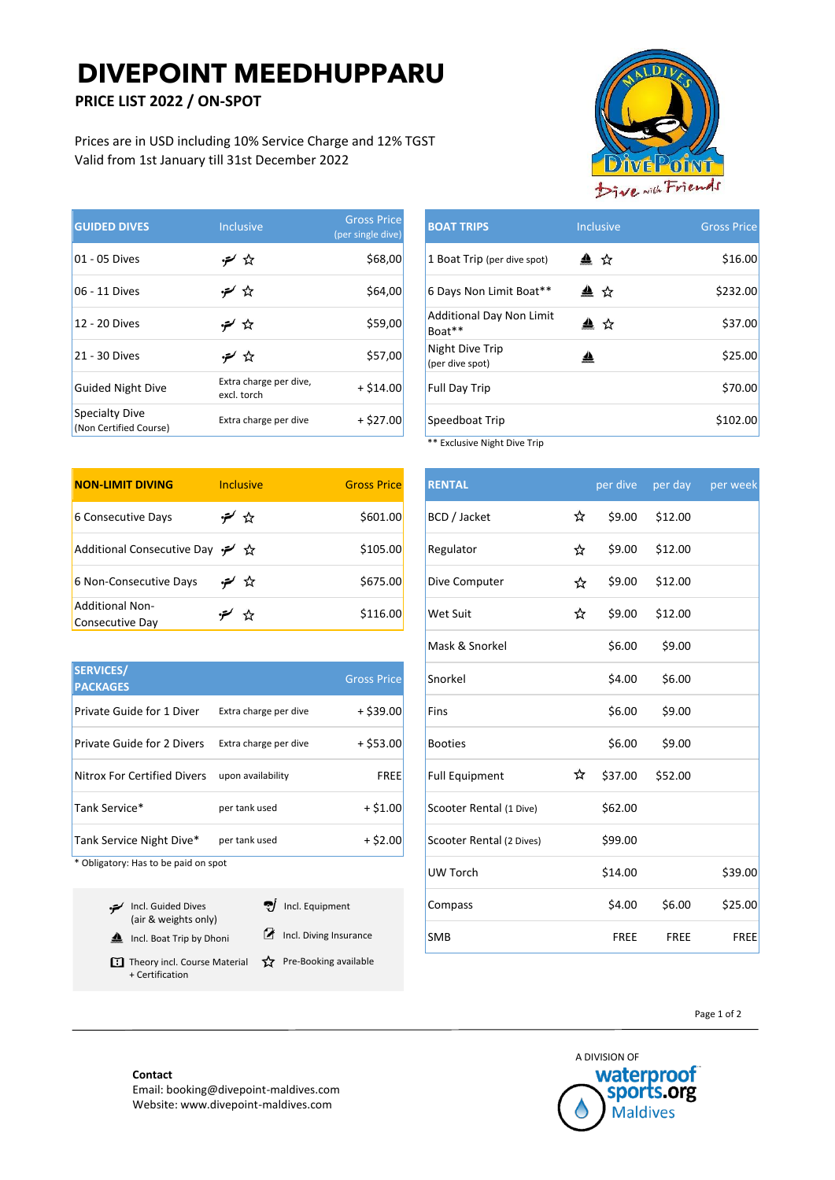# DIVEPOINT MEEDHUPPARU

**PRICE LIST 2022 / ON-SPOT**

Prices are in USD including 10% Service Charge and 12% TGST
Valid from 1st January till 31st December 2022

| GUIDED DIVES | Inclusive | Gross Price (per single dive) |
|---|---|---|
| 01 - 05 Dives | Incl. Guided Dives ☆ | $68,00 |
| 06 - 11 Dives | Incl. Guided Dives ☆ | $64,00 |
| 12 - 20 Dives | Incl. Guided Dives ☆ | $59,00 |
| 21 - 30 Dives | Incl. Guided Dives ☆ | $57,00 |
| Guided Night Dive | Extra charge per dive, excl. torch | + $14.00 |
| Specialty Dive (Non Certified Course) | Extra charge per dive | + $27.00 |

| BOAT TRIPS | Inclusive | Gross Price |
|---|---|---|
| 1 Boat Trip (per dive spot) | Incl. Boat Trip ☆ | $16.00 |
| 6 Days Non Limit Boat** | Incl. Boat Trip ☆ | $232.00 |
| Additional Day Non Limit Boat** | Incl. Boat Trip ☆ | $37.00 |
| Night Dive Trip (per dive spot) | Incl. Boat Trip | $25.00 |
| Full Day Trip | | $70.00 |
| Speedboat Trip | | $102.00 |

** Exclusive Night Dive Trip

| NON-LIMIT DIVING | Inclusive | Gross Price |
|---|---|---|
| 6 Consecutive Days | Incl. Guided Dives ☆ | $601.00 |
| Additional Consecutive Day | Incl. Guided Dives ☆ | $105.00 |
| 6 Non-Consecutive Days | Incl. Guided Dives ☆ | $675.00 |
| Additional Non-Consecutive Day | Incl. Guided Dives ☆ | $116.00 |

| SERVICES/ PACKAGES | | Gross Price |
|---|---|---|
| Private Guide for 1 Diver | Extra charge per dive | + $39.00 |
| Private Guide for 2 Divers | Extra charge per dive | + $53.00 |
| Nitrox For Certified Divers | upon availability | FREE |
| Tank Service* | per tank used | + $1.00 |
| Tank Service Night Dive* | per tank used | + $2.00 |

* Obligatory: Has to be paid on spot

| RENTAL | | per dive | per day | per week |
|---|---|---|---|---|
| BCD / Jacket | ☆ | $9.00 | $12.00 | |
| Regulator | ☆ | $9.00 | $12.00 | |
| Dive Computer | ☆ | $9.00 | $12.00 | |
| Wet Suit | ☆ | $9.00 | $12.00 | |
| Mask & Snorkel | | $6.00 | $9.00 | |
| Snorkel | | $4.00 | $6.00 | |
| Fins | | $6.00 | $9.00 | |
| Booties | | $6.00 | $9.00 | |
| Full Equipment | ☆ | $37.00 | $52.00 | |
| Scooter Rental (1 Dive) | | $62.00 | | |
| Scooter Rental (2 Dives) | | $99.00 | | |
| UW Torch | | $14.00 | | $39.00 |
| Compass | | $4.00 | $6.00 | $25.00 |
| SMB | | FREE | FREE | FREE |

Legend:
- Incl. Guided Dives (air & weights only)
- Incl. Equipment
- Incl. Boat Trip by Dhoni
- Incl. Diving Insurance
- Theory incl. Course Material + Certification
- ☆ Pre-Booking available

A DIVISION OF waterproof sports.org Maldives

**Contact**
Email: booking@divepoint-maldives.com
Website: www.divepoint-maldives.com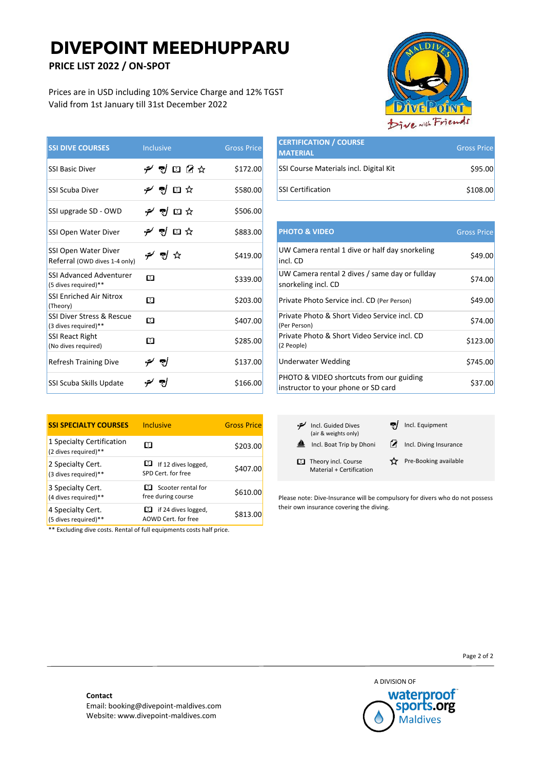# DIVEPOINT MEEDHUPPARU

**PRICE LIST 2022 / ON-SPOT**

Prices are in USD including 10% Service Charge and 12% TGST
Valid from 1st January till 31st December 2022

| SSI DIVE COURSES | Inclusive | Gross Price |
|---|---|---|
| SSI Basic Diver | Incl. Guided Dives, Incl. Equipment, Theory, Incl. Diving Insurance, Pre-Booking available | $172.00 |
| SSI Scuba Diver | Incl. Guided Dives, Incl. Equipment, Theory, Pre-Booking available | $580.00 |
| SSI upgrade SD - OWD | Incl. Guided Dives, Incl. Equipment, Theory, Pre-Booking available | $506.00 |
| SSI Open Water Diver | Incl. Guided Dives, Incl. Equipment, Theory, Pre-Booking available | $883.00 |
| SSI Open Water Diver Referral (OWD dives 1-4 only) | Incl. Guided Dives, Incl. Equipment, Pre-Booking available | $419.00 |
| SSI Advanced Adventurer (5 dives required)** | Theory | $339.00 |
| SSI Enriched Air Nitrox (Theory) | Theory | $203.00 |
| SSI Diver Stress & Rescue (3 dives required)** | Theory | $407.00 |
| SSI React Right (No dives required) | Theory | $285.00 |
| Refresh Training Dive | Incl. Guided Dives, Incl. Equipment | $137.00 |
| SSI Scuba Skills Update | Incl. Guided Dives, Incl. Equipment | $166.00 |

| CERTIFICATION / COURSE MATERIAL | Gross Price |
|---|---|
| SSI Course Materials incl. Digital Kit | $95.00 |
| SSI Certification | $108.00 |

| PHOTO & VIDEO | Gross Price |
|---|---|
| UW Camera rental 1 dive or half day snorkeling incl. CD | $49.00 |
| UW Camera rental 2 dives / same day or fullday snorkeling incl. CD | $74.00 |
| Private Photo Service incl. CD (Per Person) | $49.00 |
| Private Photo & Short Video Service incl. CD (Per Person) | $74.00 |
| Private Photo & Short Video Service incl. CD (2 People) | $123.00 |
| Underwater Wedding | $745.00 |
| PHOTO & VIDEO shortcuts from our guiding instructor to your phone or SD card | $37.00 |

| SSI SPECIALTY COURSES | Inclusive | Gross Price |
|---|---|---|
| 1 Specialty Certification (2 dives required)** | Theory | $203.00 |
| 2 Specialty Cert. (3 dives required)** | Theory; If 12 dives logged, SPD Cert. for free | $407.00 |
| 3 Specialty Cert. (4 dives required)** | Theory; Scooter rental for free during course | $610.00 |
| 4 Specialty Cert. (5 dives required)** | Theory; if 24 dives logged, AOWD Cert. for free | $813.00 |

** Excluding dive costs. Rental of full equipments costs half price.

**Legend:**
- Incl. Guided Dives (air & weights only)
- Incl. Equipment
- Incl. Boat Trip by Dhoni
- Incl. Diving Insurance
- Theory incl. Course Material + Certification
- Pre-Booking available

Please note: Dive-Insurance will be compulsory for divers who do not possess their own insurance covering the diving.

**Contact**
Email: booking@divepoint-maldives.com
Website: www.divepoint-maldives.com

A DIVISION OF waterproofsports.org Maldives